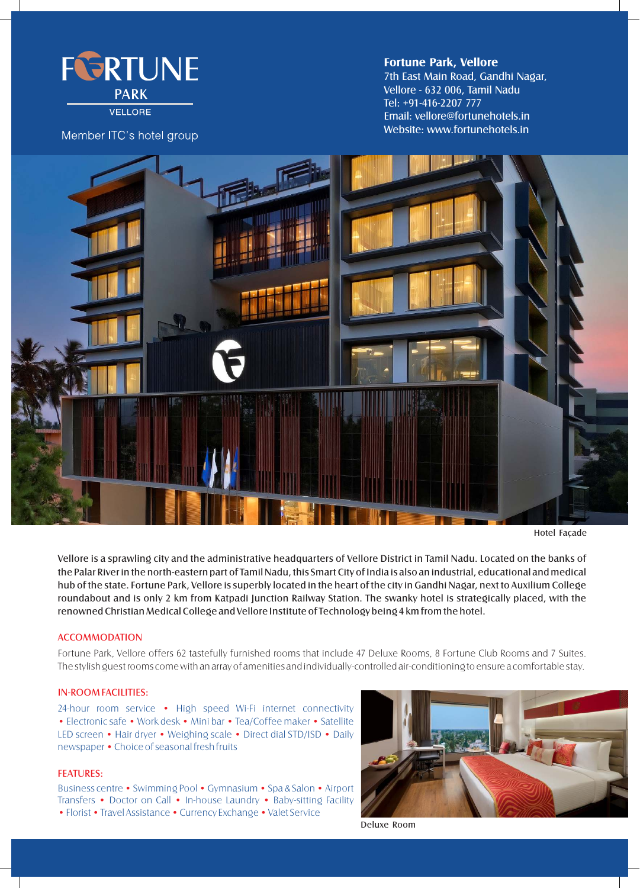# FORTUNE PARK

VELLORE

Member ITC's hotel group

**Fortune Park, Vellore**
7th East Main Road, Gandhi Nagar,
Vellore - 632 006, Tamil Nadu
Tel: +91-416-2207 777
Email: vellore@fortunehotels.in
Website: www.fortunehotels.in

Hotel Façade

Vellore is a sprawling city and the administrative headquarters of Vellore District in Tamil Nadu. Located on the banks of the Palar River in the north-eastern part of Tamil Nadu, this Smart City of India is also an industrial, educational and medical hub of the state. Fortune Park, Vellore is superbly located in the heart of the city in Gandhi Nagar, next to Auxilium College roundabout and is only 2 km from Katpadi Junction Railway Station. The swanky hotel is strategically placed, with the renowned Christian Medical College and Vellore Institute of Technology being 4 km from the hotel.

## ACCOMMODATION

Fortune Park, Vellore offers 62 tastefully furnished rooms that include 47 Deluxe Rooms, 8 Fortune Club Rooms and 7 Suites. The stylish guest rooms come with an array of amenities and individually-controlled air-conditioning to ensure a comfortable stay.

## IN-ROOM FACILITIES:

24-hour room service • High speed Wi-Fi internet connectivity • Electronic safe • Work desk • Mini bar • Tea/Coffee maker • Satellite LED screen • Hair dryer • Weighing scale • Direct dial STD/ISD • Daily newspaper • Choice of seasonal fresh fruits

## FEATURES:

Business centre • Swimming Pool • Gymnasium • Spa & Salon • Airport Transfers • Doctor on Call • In-house Laundry • Baby-sitting Facility • Florist • Travel Assistance • Currency Exchange • Valet Service

Deluxe Room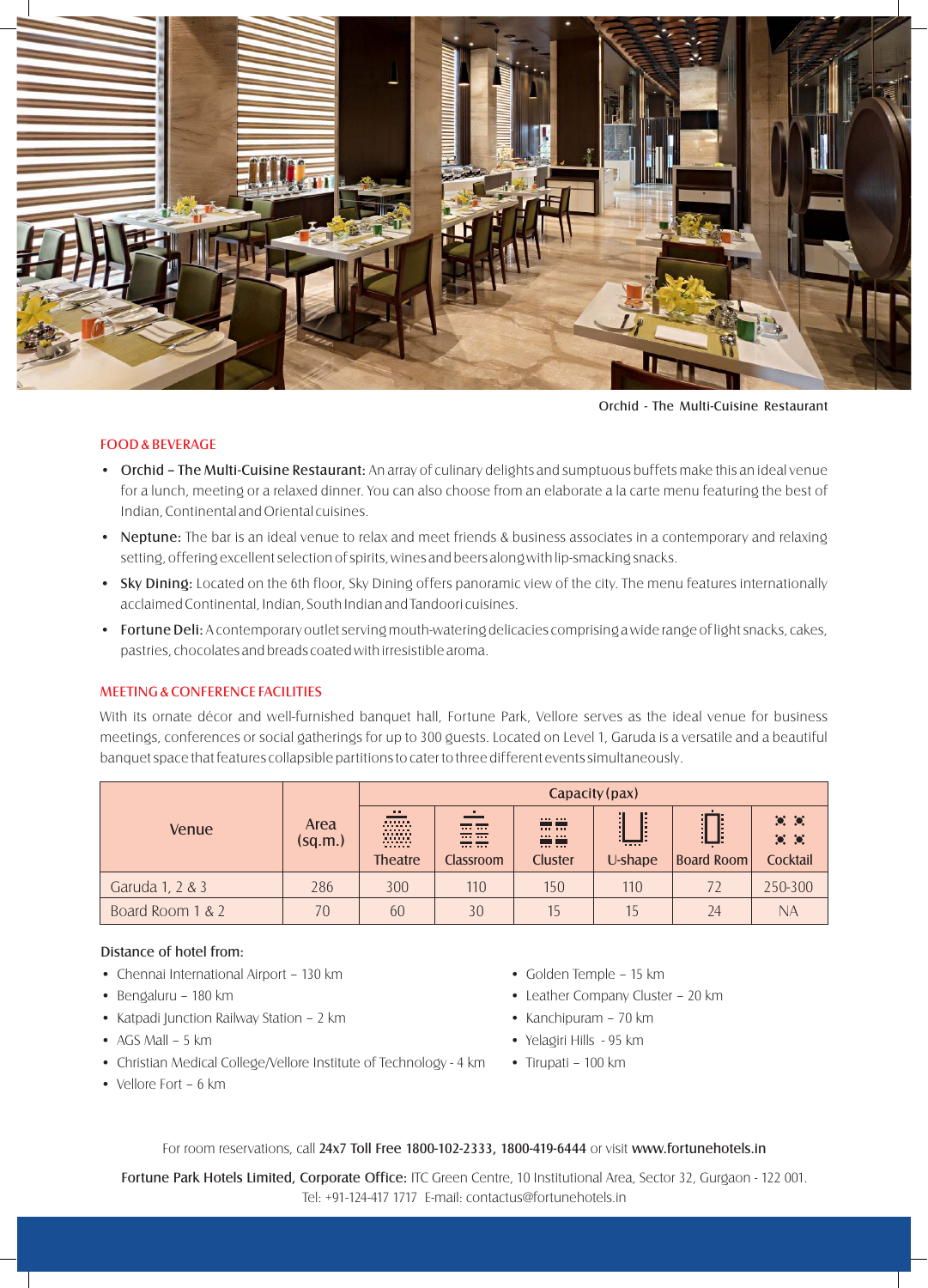Orchid - The Multi-Cuisine Restaurant

## FOOD & BEVERAGE

- **Orchid – The Multi-Cuisine Restaurant:** An array of culinary delights and sumptuous buffets make this an ideal venue for a lunch, meeting or a relaxed dinner. You can also choose from an elaborate a la carte menu featuring the best of Indian, Continental and Oriental cuisines.
- **Neptune:** The bar is an ideal venue to relax and meet friends & business associates in a contemporary and relaxing setting, offering excellent selection of spirits, wines and beers along with lip-smacking snacks.
- **Sky Dining:** Located on the 6th floor, Sky Dining offers panoramic view of the city. The menu features internationally acclaimed Continental, Indian, South Indian and Tandoori cuisines.
- **Fortune Deli:** A contemporary outlet serving mouth-watering delicacies comprising a wide range of light snacks, cakes, pastries, chocolates and breads coated with irresistible aroma.

## MEETING & CONFERENCE FACILITIES

With its ornate décor and well-furnished banquet hall, Fortune Park, Vellore serves as the ideal venue for business meetings, conferences or social gatherings for up to 300 guests. Located on Level 1, Garuda is a versatile and a beautiful banquet space that features collapsible partitions to cater to three different events simultaneously.

| Venue | Area (sq.m.) | Capacity (pax) | | | | | |
|---|---|---|---|---|---|---|---|
| | | Theatre | Classroom | Cluster | U-shape | Board Room | Cocktail |
| Garuda 1, 2 & 3 | 286 | 300 | 110 | 150 | 110 | 72 | 250-300 |
| Board Room 1 & 2 | 70 | 60 | 30 | 15 | 15 | 24 | NA |

**Distance of hotel from:**

- Chennai International Airport – 130 km
- Bengaluru – 180 km
- Katpadi Junction Railway Station – 2 km
- AGS Mall – 5 km
- Christian Medical College/Vellore Institute of Technology - 4 km
- Vellore Fort – 6 km
- Golden Temple – 15 km
- Leather Company Cluster – 20 km
- Kanchipuram – 70 km
- Yelagiri Hills - 95 km
- Tirupati – 100 km

For room reservations, call **24x7 Toll Free 1800-102-2333, 1800-419-6444** or visit **www.fortunehotels.in**

**Fortune Park Hotels Limited, Corporate Office:** ITC Green Centre, 10 Institutional Area, Sector 32, Gurgaon - 122 001. Tel: +91-124-417 1717 E-mail: contactus@fortunehotels.in